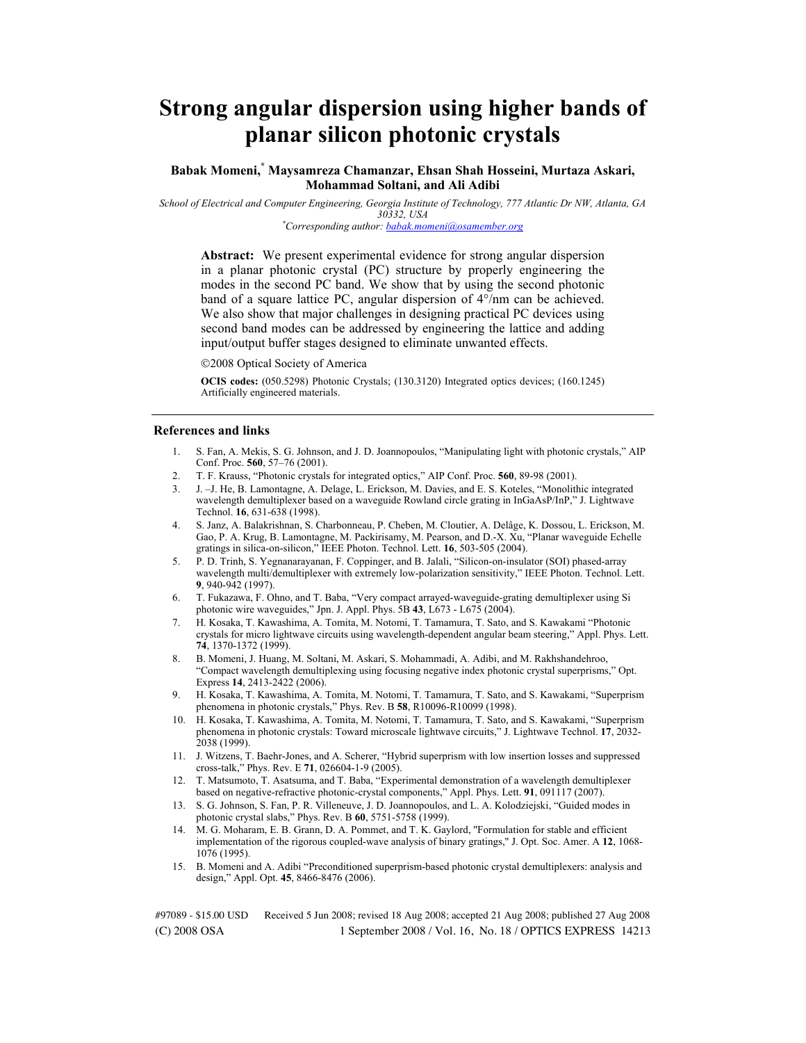# Strong angular dispersion using higher bands of planar silicon photonic crystals

**Babak Momeni,[*] Maysamreza Chamanzar, Ehsan Shah Hosseini, Murtaza Askari, Mohammad Soltani, and Ali Adibi**

*School of Electrical and Computer Engineering, Georgia Institute of Technology, 777 Atlantic Dr NW, Atlanta, GA 30332, USA*

*[*]Corresponding author: babak.momeni@osamember.org*

**Abstract:** We present experimental evidence for strong angular dispersion in a planar photonic crystal (PC) structure by properly engineering the modes in the second PC band. We show that by using the second photonic band of a square lattice PC, angular dispersion of 4°/nm can be achieved. We also show that major challenges in designing practical PC devices using second band modes can be addressed by engineering the lattice and adding input/output buffer stages designed to eliminate unwanted effects.

©2008 Optical Society of America

**OCIS codes:** (050.5298) Photonic Crystals; (130.3120) Integrated optics devices; (160.1245) Artificially engineered materials.

## References and links

1. S. Fan, A. Mekis, S. G. Johnson, and J. D. Joannopoulos, "Manipulating light with photonic crystals," AIP Conf. Proc. **560**, 57–76 (2001).
2. T. F. Krauss, "Photonic crystals for integrated optics," AIP Conf. Proc. **560**, 89-98 (2001).
3. J. –J. He, B. Lamontagne, A. Delage, L. Erickson, M. Davies, and E. S. Koteles, "Monolithic integrated wavelength demultiplexer based on a waveguide Rowland circle grating in InGaAsP/InP," J. Lightwave Technol. **16**, 631-638 (1998).
4. S. Janz, A. Balakrishnan, S. Charbonneau, P. Cheben, M. Cloutier, A. Delâge, K. Dossou, L. Erickson, M. Gao, P. A. Krug, B. Lamontagne, M. Packirisamy, M. Pearson, and D.-X. Xu, "Planar waveguide Echelle gratings in silica-on-silicon," IEEE Photon. Technol. Lett. **16**, 503-505 (2004).
5. P. D. Trinh, S. Yegnanarayanan, F. Coppinger, and B. Jalali, "Silicon-on-insulator (SOI) phased-array wavelength multi/demultiplexer with extremely low-polarization sensitivity," IEEE Photon. Technol. Lett. **9**, 940-942 (1997).
6. T. Fukazawa, F. Ohno, and T. Baba, "Very compact arrayed-waveguide-grating demultiplexer using Si photonic wire waveguides," Jpn. J. Appl. Phys. 5B **43**, L673 - L675 (2004).
7. H. Kosaka, T. Kawashima, A. Tomita, M. Notomi, T. Tamamura, T. Sato, and S. Kawakami "Photonic crystals for micro lightwave circuits using wavelength-dependent angular beam steering," Appl. Phys. Lett. **74**, 1370-1372 (1999).
8. B. Momeni, J. Huang, M. Soltani, M. Askari, S. Mohammadi, A. Adibi, and M. Rakhshandehroo, "Compact wavelength demultiplexing using focusing negative index photonic crystal superprisms," Opt. Express **14**, 2413-2422 (2006).
9. H. Kosaka, T. Kawashima, A. Tomita, M. Notomi, T. Tamamura, T. Sato, and S. Kawakami, "Superprism phenomena in photonic crystals," Phys. Rev. B **58**, R10096-R10099 (1998).
10. H. Kosaka, T. Kawashima, A. Tomita, M. Notomi, T. Tamamura, T. Sato, and S. Kawakami, "Superprism phenomena in photonic crystals: Toward microscale lightwave circuits," J. Lightwave Technol. **17**, 2032-2038 (1999).
11. J. Witzens, T. Baehr-Jones, and A. Scherer, "Hybrid superprism with low insertion losses and suppressed cross-talk," Phys. Rev. E **71**, 026604-1-9 (2005).
12. T. Matsumoto, T. Asatsuma, and T. Baba, "Experimental demonstration of a wavelength demultiplexer based on negative-refractive photonic-crystal components," Appl. Phys. Lett. **91**, 091117 (2007).
13. S. G. Johnson, S. Fan, P. R. Villeneuve, J. D. Joannopoulos, and L. A. Kolodziejski, "Guided modes in photonic crystal slabs," Phys. Rev. B **60**, 5751-5758 (1999).
14. M. G. Moharam, E. B. Grann, D. A. Pommet, and T. K. Gaylord, "Formulation for stable and efficient implementation of the rigorous coupled-wave analysis of binary gratings," J. Opt. Soc. Amer. A **12**, 1068-1076 (1995).
15. B. Momeni and A. Adibi "Preconditioned superprism-based photonic crystal demultiplexers: analysis and design," Appl. Opt. **45**, 8466-8476 (2006).

#97089 - $15.00 USD Received 5 Jun 2008; revised 18 Aug 2008; accepted 21 Aug 2008; published 27 Aug 2008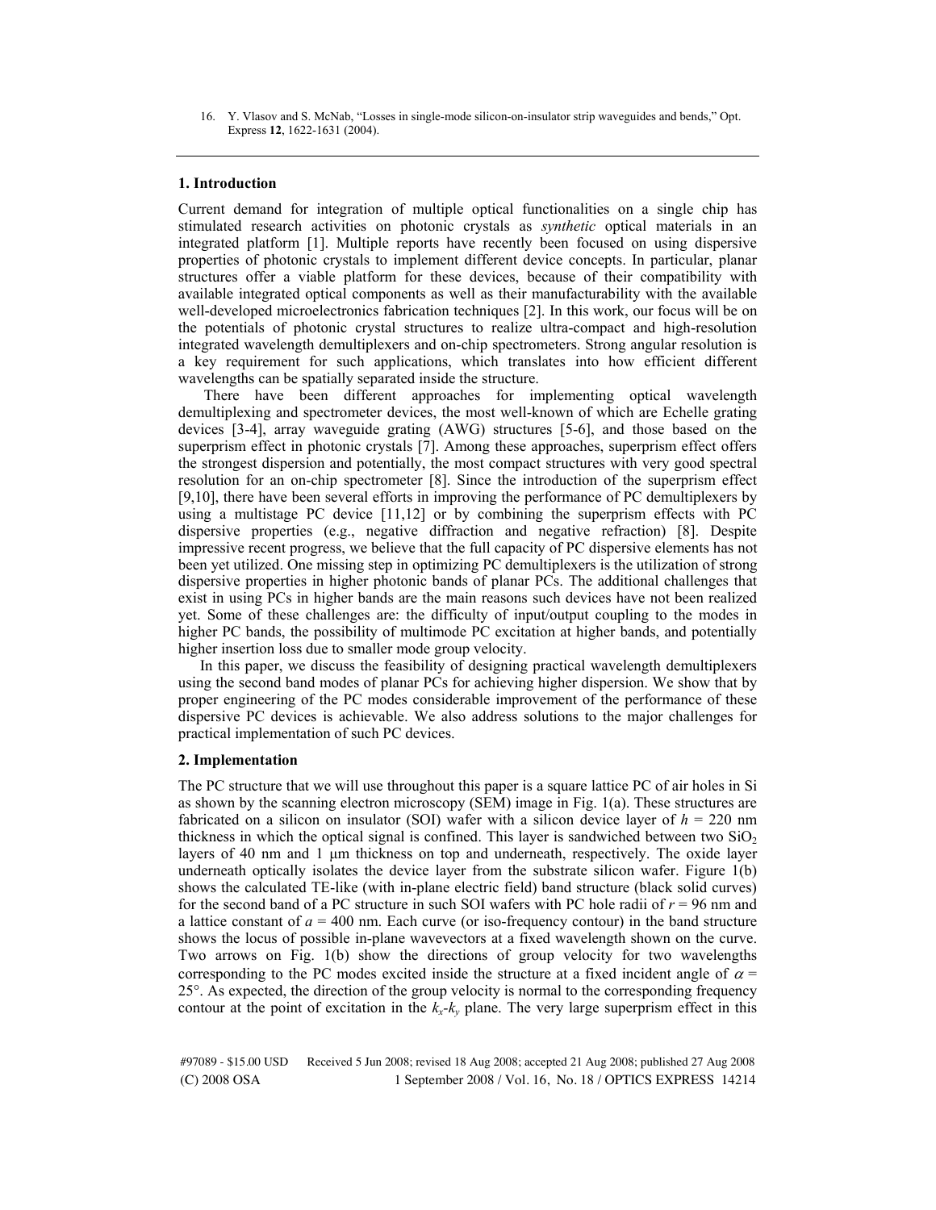16. Y. Vlasov and S. McNab, "Losses in single-mode silicon-on-insulator strip waveguides and bends," Opt. Express **12**, 1622-1631 (2004).

## 1. Introduction

Current demand for integration of multiple optical functionalities on a single chip has stimulated research activities on photonic crystals as *synthetic* optical materials in an integrated platform [1]. Multiple reports have recently been focused on using dispersive properties of photonic crystals to implement different device concepts. In particular, planar structures offer a viable platform for these devices, because of their compatibility with available integrated optical components as well as their manufacturability with the available well-developed microelectronics fabrication techniques [2]. In this work, our focus will be on the potentials of photonic crystal structures to realize ultra-compact and high-resolution integrated wavelength demultiplexers and on-chip spectrometers. Strong angular resolution is a key requirement for such applications, which translates into how efficient different wavelengths can be spatially separated inside the structure.

There have been different approaches for implementing optical wavelength demultiplexing and spectrometer devices, the most well-known of which are Echelle grating devices [3-4], array waveguide grating (AWG) structures [5-6], and those based on the superprism effect in photonic crystals [7]. Among these approaches, superprism effect offers the strongest dispersion and potentially, the most compact structures with very good spectral resolution for an on-chip spectrometer [8]. Since the introduction of the superprism effect [9,10], there have been several efforts in improving the performance of PC demultiplexers by using a multistage PC device [11,12] or by combining the superprism effects with PC dispersive properties (e.g., negative diffraction and negative refraction) [8]. Despite impressive recent progress, we believe that the full capacity of PC dispersive elements has not been yet utilized. One missing step in optimizing PC demultiplexers is the utilization of strong dispersive properties in higher photonic bands of planar PCs. The additional challenges that exist in using PCs in higher bands are the main reasons such devices have not been realized yet. Some of these challenges are: the difficulty of input/output coupling to the modes in higher PC bands, the possibility of multimode PC excitation at higher bands, and potentially higher insertion loss due to smaller mode group velocity.

In this paper, we discuss the feasibility of designing practical wavelength demultiplexers using the second band modes of planar PCs for achieving higher dispersion. We show that by proper engineering of the PC modes considerable improvement of the performance of these dispersive PC devices is achievable. We also address solutions to the major challenges for practical implementation of such PC devices.

## 2. Implementation

The PC structure that we will use throughout this paper is a square lattice PC of air holes in Si as shown by the scanning electron microscopy (SEM) image in Fig. 1(a). These structures are fabricated on a silicon on insulator (SOI) wafer with a silicon device layer of $h$ = 220 nm thickness in which the optical signal is confined. This layer is sandwiched between two $SiO_2$ layers of 40 nm and 1 μm thickness on top and underneath, respectively. The oxide layer underneath optically isolates the device layer from the substrate silicon wafer. Figure 1(b) shows the calculated TE-like (with in-plane electric field) band structure (black solid curves) for the second band of a PC structure in such SOI wafers with PC hole radii of $r$ = 96 nm and a lattice constant of $a$ = 400 nm. Each curve (or iso-frequency contour) in the band structure shows the locus of possible in-plane wavevectors at a fixed wavelength shown on the curve. Two arrows on Fig. 1(b) show the directions of group velocity for two wavelengths corresponding to the PC modes excited inside the structure at a fixed incident angle of $\alpha$ = 25°. As expected, the direction of the group velocity is normal to the corresponding frequency contour at the point of excitation in the $k_x$-$k_y$ plane. The very large superprism effect in this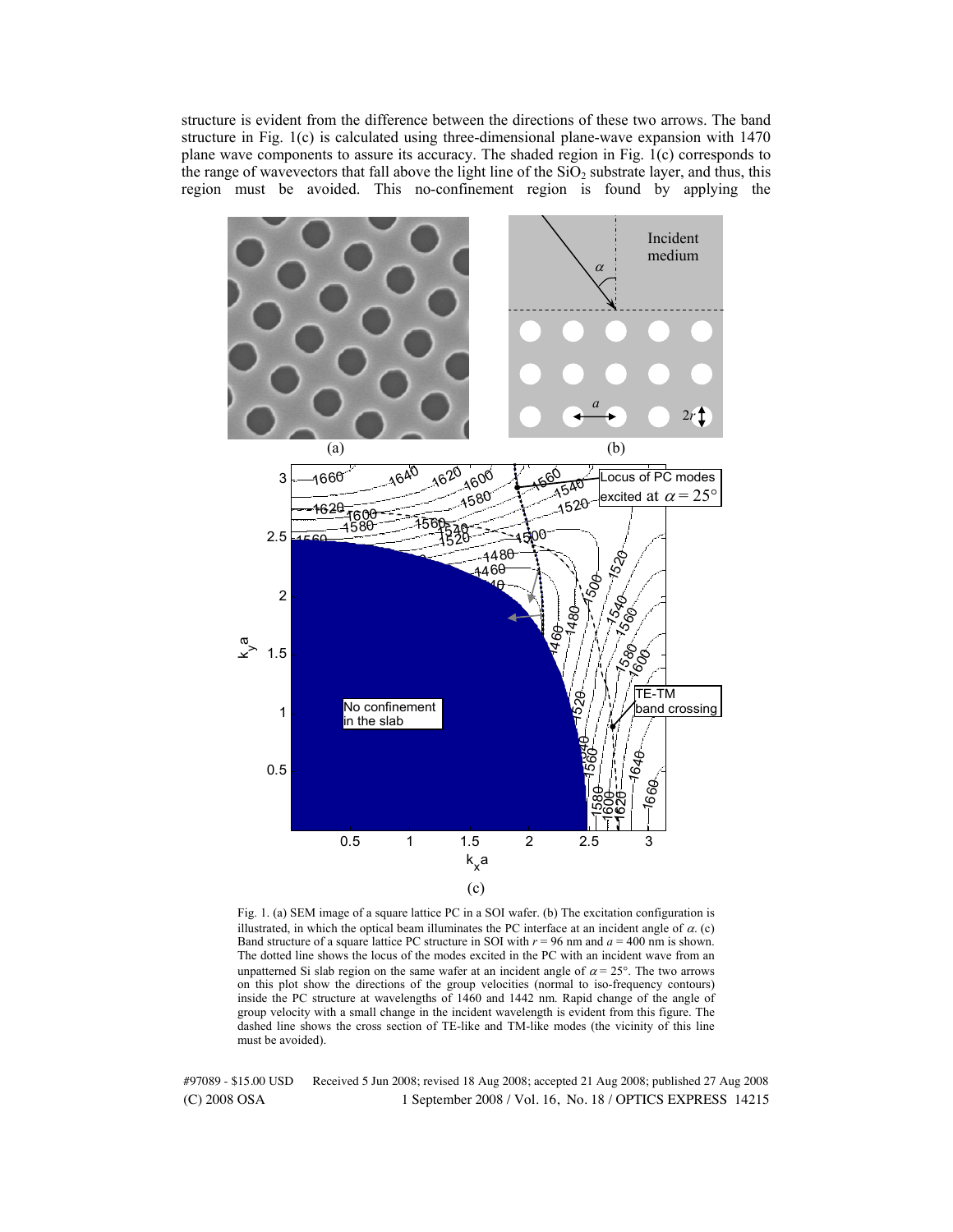structure is evident from the difference between the directions of these two arrows. The band structure in Fig. 1(c) is calculated using three-dimensional plane-wave expansion with 1470 plane wave components to assure its accuracy. The shaded region in Fig. 1(c) corresponds to the range of wavevectors that fall above the light line of the $SiO_2$ substrate layer, and thus, this region must be avoided. This no-confinement region is found by applying the

Fig. 1. (a) SEM image of a square lattice PC in a SOI wafer. (b) The excitation configuration is illustrated, in which the optical beam illuminates the PC interface at an incident angle of $\alpha$. (c) Band structure of a square lattice PC structure in SOI with $r = 96$ nm and $a = 400$ nm is shown. The dotted line shows the locus of the modes excited in the PC with an incident wave from an unpatterned Si slab region on the same wafer at an incident angle of $\alpha = 25°$. The two arrows on this plot show the directions of the group velocities (normal to iso-frequency contours) inside the PC structure at wavelengths of 1460 and 1442 nm. Rapid change of the angle of group velocity with a small change in the incident wavelength is evident from this figure. The dashed line shows the cross section of TE-like and TM-like modes (the vicinity of this line must be avoided).

#97089 - $15.00 USD Received 5 Jun 2008; revised 18 Aug 2008; accepted 21 Aug 2008; published 27 Aug 2008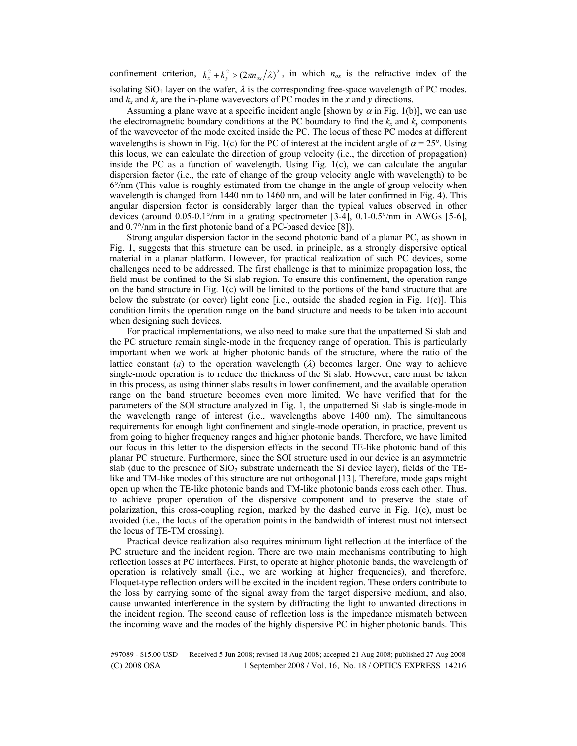confinement criterion, $k_x^2 + k_y^2 > (2\pi n_{ox}/\lambda)^2$, in which $n_{ox}$ is the refractive index of the isolating $SiO_2$ layer on the wafer, $\lambda$ is the corresponding free-space wavelength of PC modes, and $k_x$ and $k_y$ are the in-plane wavevectors of PC modes in the $x$ and $y$ directions.

Assuming a plane wave at a specific incident angle [shown by $\alpha$ in Fig. 1(b)], we can use the electromagnetic boundary conditions at the PC boundary to find the $k_x$ and $k_y$ components of the wavevector of the mode excited inside the PC. The locus of these PC modes at different wavelengths is shown in Fig. 1(c) for the PC of interest at the incident angle of $\alpha = 25°$. Using this locus, we can calculate the direction of group velocity (i.e., the direction of propagation) inside the PC as a function of wavelength. Using Fig. 1(c), we can calculate the angular dispersion factor (i.e., the rate of change of the group velocity angle with wavelength) to be 6°/nm (This value is roughly estimated from the change in the angle of group velocity when wavelength is changed from 1440 nm to 1460 nm, and will be later confirmed in Fig. 4). This angular dispersion factor is considerably larger than the typical values observed in other devices (around 0.05-0.1°/nm in a grating spectrometer [3-4], 0.1-0.5°/nm in AWGs [5-6], and 0.7°/nm in the first photonic band of a PC-based device [8]).

Strong angular dispersion factor in the second photonic band of a planar PC, as shown in Fig. 1, suggests that this structure can be used, in principle, as a strongly dispersive optical material in a planar platform. However, for practical realization of such PC devices, some challenges need to be addressed. The first challenge is that to minimize propagation loss, the field must be confined to the Si slab region. To ensure this confinement, the operation range on the band structure in Fig. 1(c) will be limited to the portions of the band structure that are below the substrate (or cover) light cone [i.e., outside the shaded region in Fig. 1(c)]. This condition limits the operation range on the band structure and needs to be taken into account when designing such devices.

For practical implementations, we also need to make sure that the unpatterned Si slab and the PC structure remain single-mode in the frequency range of operation. This is particularly important when we work at higher photonic bands of the structure, where the ratio of the lattice constant ($a$) to the operation wavelength ($\lambda$) becomes larger. One way to achieve single-mode operation is to reduce the thickness of the Si slab. However, care must be taken in this process, as using thinner slabs results in lower confinement, and the available operation range on the band structure becomes even more limited. We have verified that for the parameters of the SOI structure analyzed in Fig. 1, the unpatterned Si slab is single-mode in the wavelength range of interest (i.e., wavelengths above 1400 nm). The simultaneous requirements for enough light confinement and single-mode operation, in practice, prevent us from going to higher frequency ranges and higher photonic bands. Therefore, we have limited our focus in this letter to the dispersion effects in the second TE-like photonic band of this planar PC structure. Furthermore, since the SOI structure used in our device is an asymmetric slab (due to the presence of $SiO_2$ substrate underneath the Si device layer), fields of the TE-like and TM-like modes of this structure are not orthogonal [13]. Therefore, mode gaps might open up when the TE-like photonic bands and TM-like photonic bands cross each other. Thus, to achieve proper operation of the dispersive component and to preserve the state of polarization, this cross-coupling region, marked by the dashed curve in Fig. 1(c), must be avoided (i.e., the locus of the operation points in the bandwidth of interest must not intersect the locus of TE-TM crossing).

Practical device realization also requires minimum light reflection at the interface of the PC structure and the incident region. There are two main mechanisms contributing to high reflection losses at PC interfaces. First, to operate at higher photonic bands, the wavelength of operation is relatively small (i.e., we are working at higher frequencies), and therefore, Floquet-type reflection orders will be excited in the incident region. These orders contribute to the loss by carrying some of the signal away from the target dispersive medium, and also, cause unwanted interference in the system by diffracting the light to unwanted directions in the incident region. The second cause of reflection loss is the impedance mismatch between the incoming wave and the modes of the highly dispersive PC in higher photonic bands. This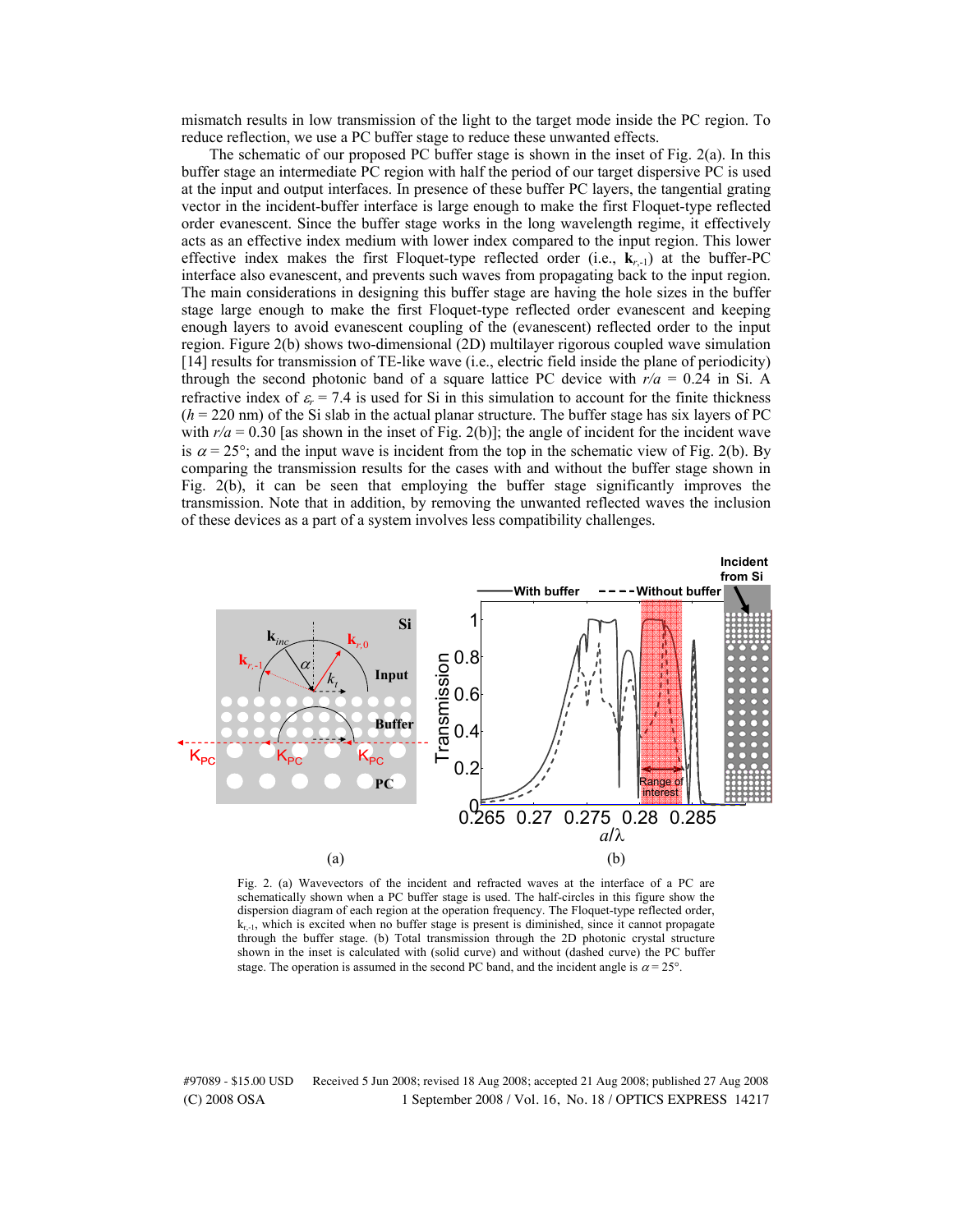mismatch results in low transmission of the light to the target mode inside the PC region. To reduce reflection, we use a PC buffer stage to reduce these unwanted effects.

The schematic of our proposed PC buffer stage is shown in the inset of Fig. 2(a). In this buffer stage an intermediate PC region with half the period of our target dispersive PC is used at the input and output interfaces. In presence of these buffer PC layers, the tangential grating vector in the incident-buffer interface is large enough to make the first Floquet-type reflected order evanescent. Since the buffer stage works in the long wavelength regime, it effectively acts as an effective index medium with lower index compared to the input region. This lower effective index makes the first Floquet-type reflected order (i.e., $\mathbf{k}_{r,-1}$) at the buffer-PC interface also evanescent, and prevents such waves from propagating back to the input region. The main considerations in designing this buffer stage are having the hole sizes in the buffer stage large enough to make the first Floquet-type reflected order evanescent and keeping enough layers to avoid evanescent coupling of the (evanescent) reflected order to the input region. Figure 2(b) shows two-dimensional (2D) multilayer rigorous coupled wave simulation [14] results for transmission of TE-like wave (i.e., electric field inside the plane of periodicity) through the second photonic band of a square lattice PC device with $r/a$ = 0.24 in Si. A refractive index of $\varepsilon_r$ = 7.4 is used for Si in this simulation to account for the finite thickness ($h$ = 220 nm) of the Si slab in the actual planar structure. The buffer stage has six layers of PC with $r/a$ = 0.30 [as shown in the inset of Fig. 2(b)]; the angle of incident for the incident wave is $\alpha$ = 25°; and the input wave is incident from the top in the schematic view of Fig. 2(b). By comparing the transmission results for the cases with and without the buffer stage shown in Fig. 2(b), it can be seen that employing the buffer stage significantly improves the transmission. Note that in addition, by removing the unwanted reflected waves the inclusion of these devices as a part of a system involves less compatibility challenges.

Fig. 2. (a) Wavevectors of the incident and refracted waves at the interface of a PC are schematically shown when a PC buffer stage is used. The half-circles in this figure show the dispersion diagram of each region at the operation frequency. The Floquet-type reflected order, $k_{r,-1}$, which is excited when no buffer stage is present is diminished, since it cannot propagate through the buffer stage. (b) Total transmission through the 2D photonic crystal structure shown in the inset is calculated with (solid curve) and without (dashed curve) the PC buffer stage. The operation is assumed in the second PC band, and the incident angle is $\alpha$ = 25°.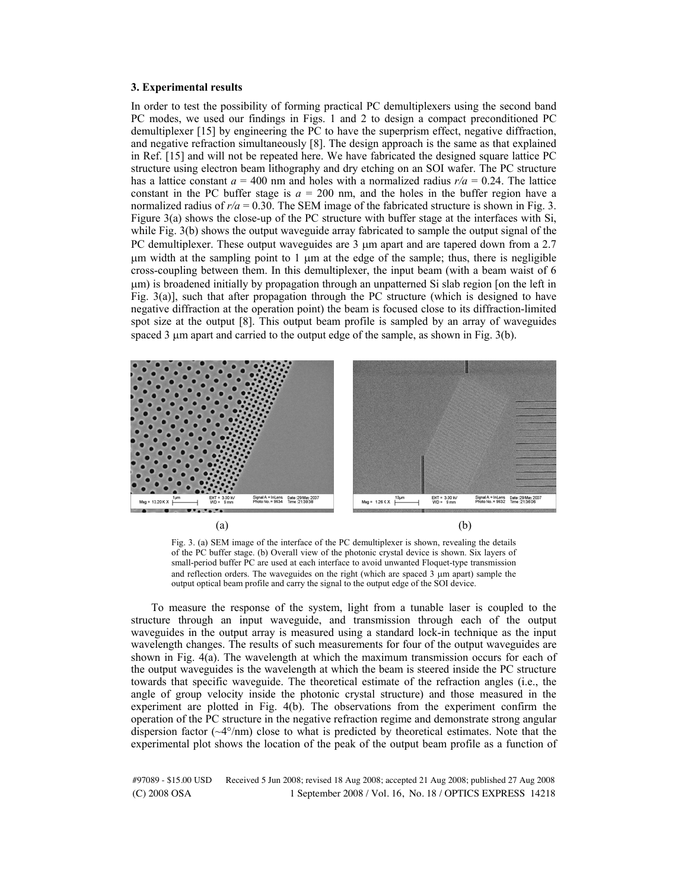### 3. Experimental results

In order to test the possibility of forming practical PC demultiplexers using the second band PC modes, we used our findings in Figs. 1 and 2 to design a compact preconditioned PC demultiplexer [15] by engineering the PC to have the superprism effect, negative diffraction, and negative refraction simultaneously [8]. The design approach is the same as that explained in Ref. [15] and will not be repeated here. We have fabricated the designed square lattice PC structure using electron beam lithography and dry etching on an SOI wafer. The PC structure has a lattice constant $a$ = 400 nm and holes with a normalized radius $r/a$ = 0.24. The lattice constant in the PC buffer stage is $a$ = 200 nm, and the holes in the buffer region have a normalized radius of $r/a$ = 0.30. The SEM image of the fabricated structure is shown in Fig. 3. Figure 3(a) shows the close-up of the PC structure with buffer stage at the interfaces with Si, while Fig. 3(b) shows the output waveguide array fabricated to sample the output signal of the PC demultiplexer. These output waveguides are 3 μm apart and are tapered down from a 2.7 μm width at the sampling point to 1 μm at the edge of the sample; thus, there is negligible cross-coupling between them. In this demultiplexer, the input beam (with a beam waist of 6 μm) is broadened initially by propagation through an unpatterned Si slab region [on the left in Fig. 3(a)], such that after propagation through the PC structure (which is designed to have negative diffraction at the operation point) the beam is focused close to its diffraction-limited spot size at the output [8]. This output beam profile is sampled by an array of waveguides spaced 3 μm apart and carried to the output edge of the sample, as shown in Fig. 3(b).

(a) (b)

Fig. 3. (a) SEM image of the interface of the PC demultiplexer is shown, revealing the details of the PC buffer stage. (b) Overall view of the photonic crystal device is shown. Six layers of small-period buffer PC are used at each interface to avoid unwanted Floquet-type transmission and reflection orders. The waveguides on the right (which are spaced 3 μm apart) sample the output optical beam profile and carry the signal to the output edge of the SOI device.

To measure the response of the system, light from a tunable laser is coupled to the structure through an input waveguide, and transmission through each of the output waveguides in the output array is measured using a standard lock-in technique as the input wavelength changes. The results of such measurements for four of the output waveguides are shown in Fig. 4(a). The wavelength at which the maximum transmission occurs for each of the output waveguides is the wavelength at which the beam is steered inside the PC structure towards that specific waveguide. The theoretical estimate of the refraction angles (i.e., the angle of group velocity inside the photonic crystal structure) and those measured in the experiment are plotted in Fig. 4(b). The observations from the experiment confirm the operation of the PC structure in the negative refraction regime and demonstrate strong angular dispersion factor (~4°/nm) close to what is predicted by theoretical estimates. Note that the experimental plot shows the location of the peak of the output beam profile as a function of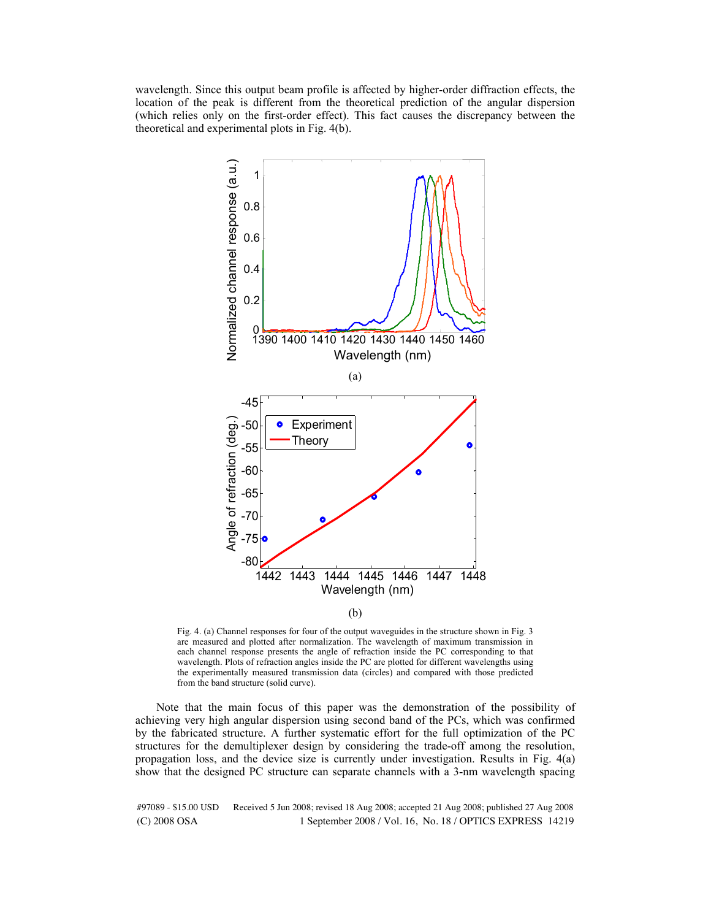wavelength. Since this output beam profile is affected by higher-order diffraction effects, the location of the peak is different from the theoretical prediction of the angular dispersion (which relies only on the first-order effect). This fact causes the discrepancy between the theoretical and experimental plots in Fig. 4(b).

(a)

(b)

Fig. 4. (a) Channel responses for four of the output waveguides in the structure shown in Fig. 3 are measured and plotted after normalization. The wavelength of maximum transmission in each channel response presents the angle of refraction inside the PC corresponding to that wavelength. Plots of refraction angles inside the PC are plotted for different wavelengths using the experimentally measured transmission data (circles) and compared with those predicted from the band structure (solid curve).

Note that the main focus of this paper was the demonstration of the possibility of achieving very high angular dispersion using second band of the PCs, which was confirmed by the fabricated structure. A further systematic effort for the full optimization of the PC structures for the demultiplexer design by considering the trade-off among the resolution, propagation loss, and the device size is currently under investigation. Results in Fig. 4(a) show that the designed PC structure can separate channels with a 3-nm wavelength spacing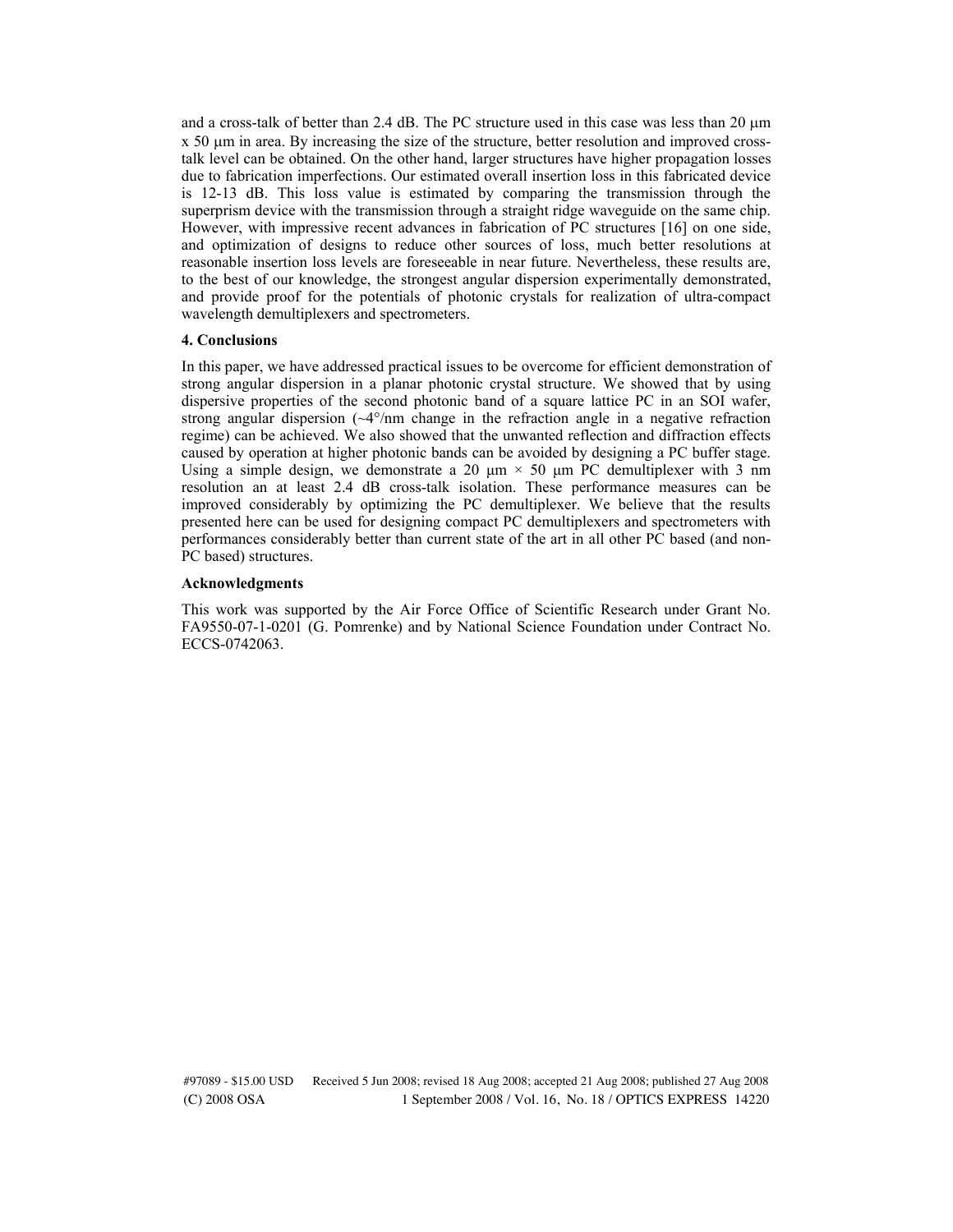and a cross-talk of better than 2.4 dB. The PC structure used in this case was less than 20 μm x 50 μm in area. By increasing the size of the structure, better resolution and improved cross-talk level can be obtained. On the other hand, larger structures have higher propagation losses due to fabrication imperfections. Our estimated overall insertion loss in this fabricated device is 12-13 dB. This loss value is estimated by comparing the transmission through the superprism device with the transmission through a straight ridge waveguide on the same chip. However, with impressive recent advances in fabrication of PC structures [16] on one side, and optimization of designs to reduce other sources of loss, much better resolutions at reasonable insertion loss levels are foreseeable in near future. Nevertheless, these results are, to the best of our knowledge, the strongest angular dispersion experimentally demonstrated, and provide proof for the potentials of photonic crystals for realization of ultra-compact wavelength demultiplexers and spectrometers.

## 4. Conclusions

In this paper, we have addressed practical issues to be overcome for efficient demonstration of strong angular dispersion in a planar photonic crystal structure. We showed that by using dispersive properties of the second photonic band of a square lattice PC in an SOI wafer, strong angular dispersion (~4°/nm change in the refraction angle in a negative refraction regime) can be achieved. We also showed that the unwanted reflection and diffraction effects caused by operation at higher photonic bands can be avoided by designing a PC buffer stage. Using a simple design, we demonstrate a 20 μm × 50 μm PC demultiplexer with 3 nm resolution an at least 2.4 dB cross-talk isolation. These performance measures can be improved considerably by optimizing the PC demultiplexer. We believe that the results presented here can be used for designing compact PC demultiplexers and spectrometers with performances considerably better than current state of the art in all other PC based (and non-PC based) structures.

## Acknowledgments

This work was supported by the Air Force Office of Scientific Research under Grant No. FA9550-07-1-0201 (G. Pomrenke) and by National Science Foundation under Contract No. ECCS-0742063.